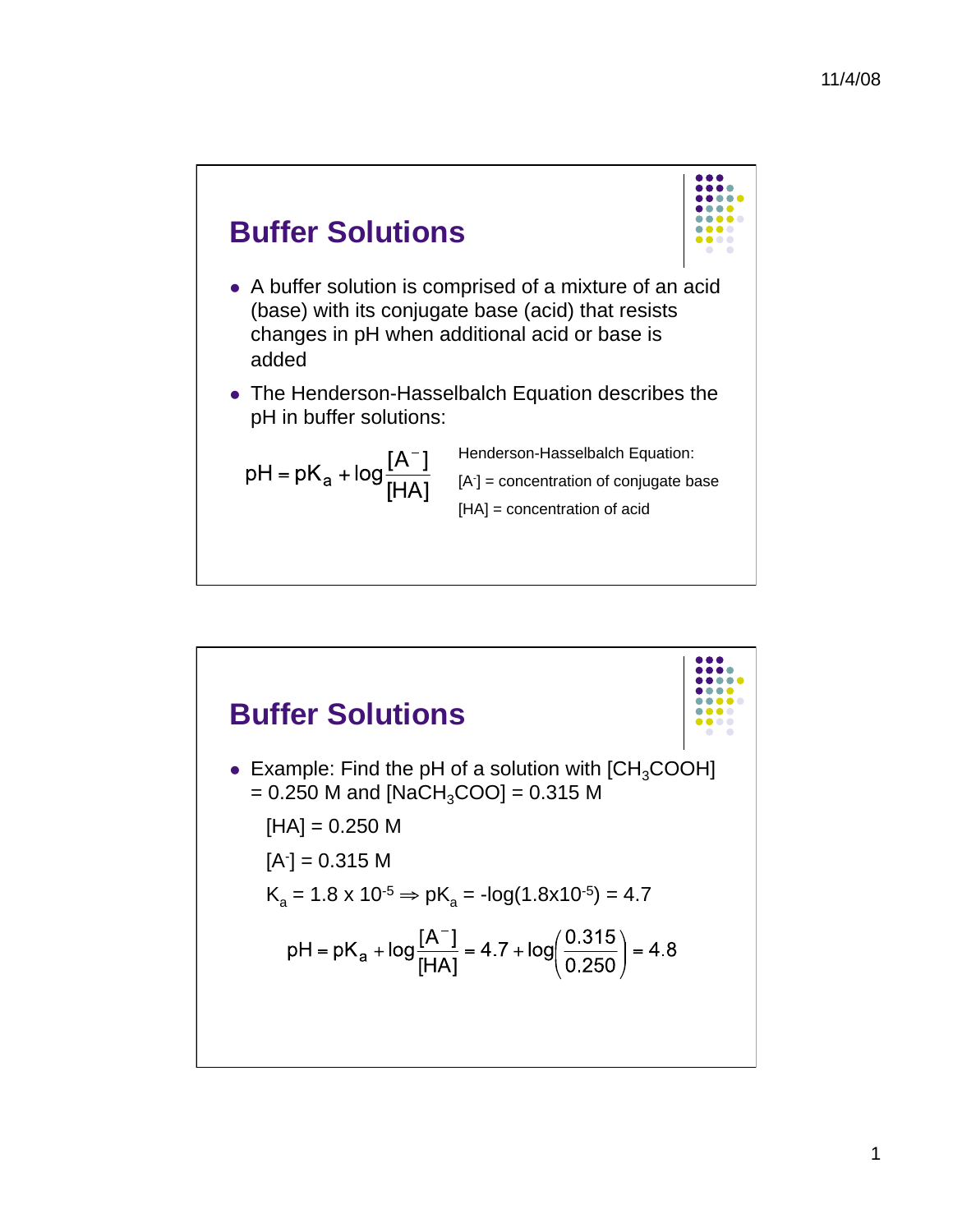## Buffer Solutions

- A buffer solution is comprised of a mixture of an acid (base) with its conjugate base (acid) that resists changes in pH when additional acid or base is added
- The Henderson-Hasselbalch Equation describes the pH in buffer solutions:

$$pH = pK_a + \log\frac{[A^-]}{[HA]}$$

Henderson-Hasselbalch Equation:

$[A^-]$ = concentration of conjugate base

$[HA]$ = concentration of acid

## Buffer Solutions

- Example: Find the pH of a solution with $[CH_3COOH]$ = 0.250 M and $[NaCH_3COO]$ = 0.315 M

  $[HA]$ = 0.250 M

  $[A^-]$ = 0.315 M

  $K_a = 1.8 \times 10^{-5} \Rightarrow pK_a = -\log(1.8\times10^{-5}) = 4.7$

$$pH = pK_a + \log\frac{[A^-]}{[HA]} = 4.7 + \log\left(\frac{0.315}{0.250}\right) = 4.8$$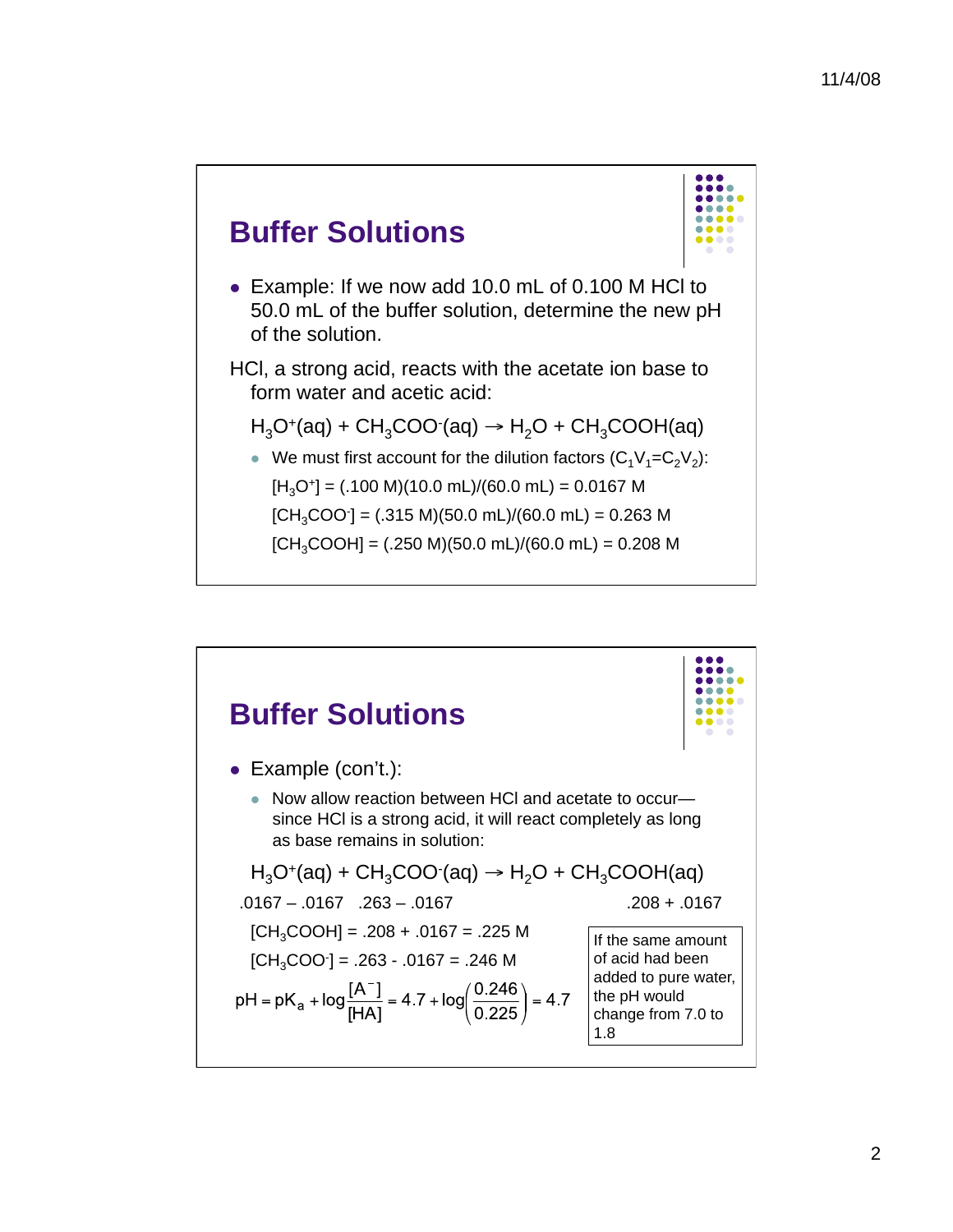## Buffer Solutions

- Example: If we now add 10.0 mL of 0.100 M HCl to 50.0 mL of the buffer solution, determine the new pH of the solution.

HCl, a strong acid, reacts with the acetate ion base to form water and acetic acid:

$H_3O^+(aq) + CH_3COO^-(aq) \rightarrow H_2O + CH_3COOH(aq)$

- We must first account for the dilution factors ($C_1V_1=C_2V_2$):

  $[H_3O^+]$ = (.100 M)(10.0 mL)/(60.0 mL) = 0.0167 M

  $[CH_3COO^-]$ = (.315 M)(50.0 mL)/(60.0 mL) = 0.263 M

  $[CH_3COOH]$ = (.250 M)(50.0 mL)/(60.0 mL) = 0.208 M

## Buffer Solutions

- Example (con't.):
  - Now allow reaction between HCl and acetate to occur—since HCl is a strong acid, it will react completely as long as base remains in solution:

$H_3O^+(aq) + CH_3COO^-(aq) \rightarrow H_2O + CH_3COOH(aq)$

.0167 – .0167    .263 – .0167    .208 + .0167

$[CH_3COOH]$ = .208 + .0167 = .225 M

$[CH_3COO^-]$ = .263 - .0167 = .246 M

$$pH = pK_a + \log\frac{[A^-]}{[HA]} = 4.7 + \log\left(\frac{0.246}{0.225}\right) = 4.7$$

If the same amount of acid had been added to pure water, the pH would change from 7.0 to 1.8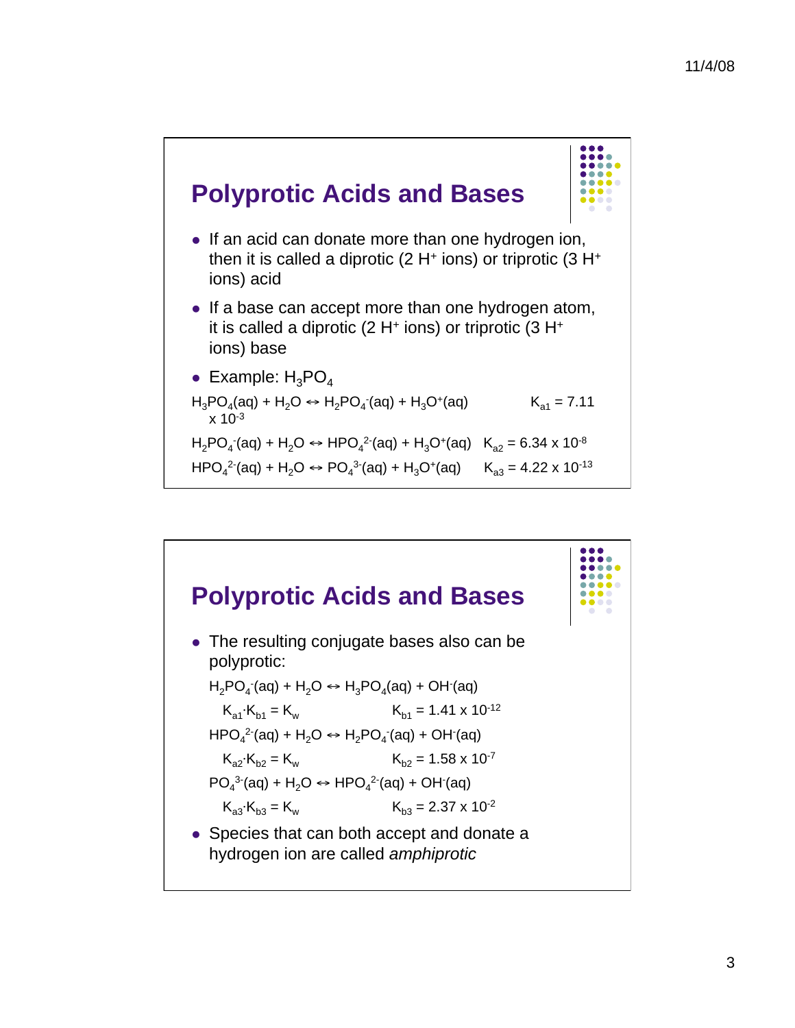## Polyprotic Acids and Bases

- If an acid can donate more than one hydrogen ion, then it is called a diprotic (2 $H^+$ ions) or triprotic (3 $H^+$ ions) acid
- If a base can accept more than one hydrogen atom, it is called a diprotic (2 $H^+$ ions) or triprotic (3 $H^+$ ions) base
- Example: $H_3PO_4$

$H_3PO_4(aq) + H_2O \leftrightarrow H_2PO_4^-(aq) + H_3O^+(aq)$ $K_{a1} = 7.11 \times 10^{-3}$

$H_2PO_4^-(aq) + H_2O \leftrightarrow HPO_4^{2-}(aq) + H_3O^+(aq)$ $K_{a2} = 6.34 \times 10^{-8}$

$HPO_4^{2-}(aq) + H_2O \leftrightarrow PO_4^{3-}(aq) + H_3O^+(aq)$ $K_{a3} = 4.22 \times 10^{-13}$

## Polyprotic Acids and Bases

- The resulting conjugate bases also can be polyprotic:

  $H_2PO_4^-(aq) + H_2O \leftrightarrow H_3PO_4(aq) + OH^-(aq)$

  $K_{a1} \cdot K_{b1} = K_w$ $K_{b1} = 1.41 \times 10^{-12}$

  $HPO_4^{2-}(aq) + H_2O \leftrightarrow H_2PO_4^-(aq) + OH^-(aq)$

  $K_{a2} \cdot K_{b2} = K_w$ $K_{b2} = 1.58 \times 10^{-7}$

  $PO_4^{3-}(aq) + H_2O \leftrightarrow HPO_4^{2-}(aq) + OH^-(aq)$

  $K_{a3} \cdot K_{b3} = K_w$ $K_{b3} = 2.37 \times 10^{-2}$

- Species that can both accept and donate a hydrogen ion are called *amphiprotic*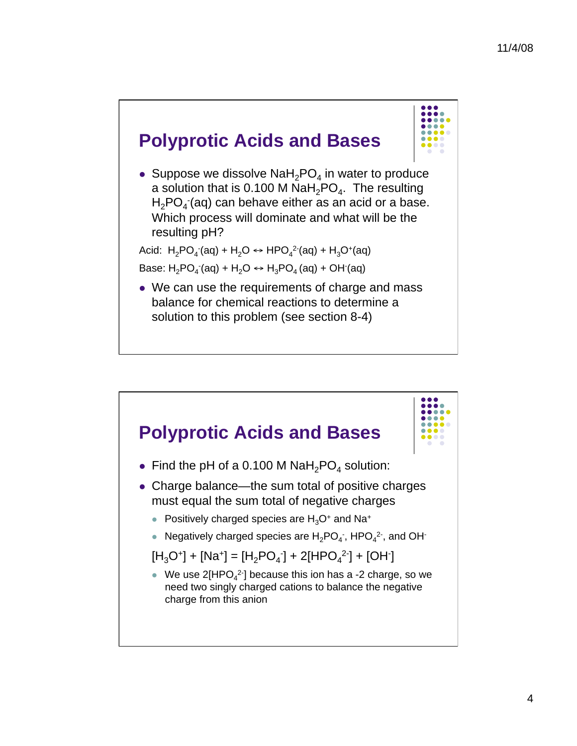## Polyprotic Acids and Bases

- Suppose we dissolve $NaH_2PO_4$ in water to produce a solution that is 0.100 M $NaH_2PO_4$. The resulting $H_2PO_4^-$(aq) can behave either as an acid or a base. Which process will dominate and what will be the resulting pH?

Acid: $H_2PO_4^-(aq) + H_2O \leftrightarrow HPO_4^{2-}(aq) + H_3O^+(aq)$

Base: $H_2PO_4^-(aq) + H_2O \leftrightarrow H_3PO_4\,(aq) + OH^-(aq)$

- We can use the requirements of charge and mass balance for chemical reactions to determine a solution to this problem (see section 8-4)

## Polyprotic Acids and Bases

- Find the pH of a 0.100 M $NaH_2PO_4$ solution:
- Charge balance—the sum total of positive charges must equal the sum total of negative charges
  - Positively charged species are $H_3O^+$ and $Na^+$
  - Negatively charged species are $H_2PO_4^-$, $HPO_4^{2-}$, and $OH^-$

$$[H_3O^+] + [Na^+] = [H_2PO_4^-] + 2[HPO_4^{2-}] + [OH^-]$$

  - We use $2[HPO_4^{2-}]$ because this ion has a -2 charge, so we need two singly charged cations to balance the negative charge from this anion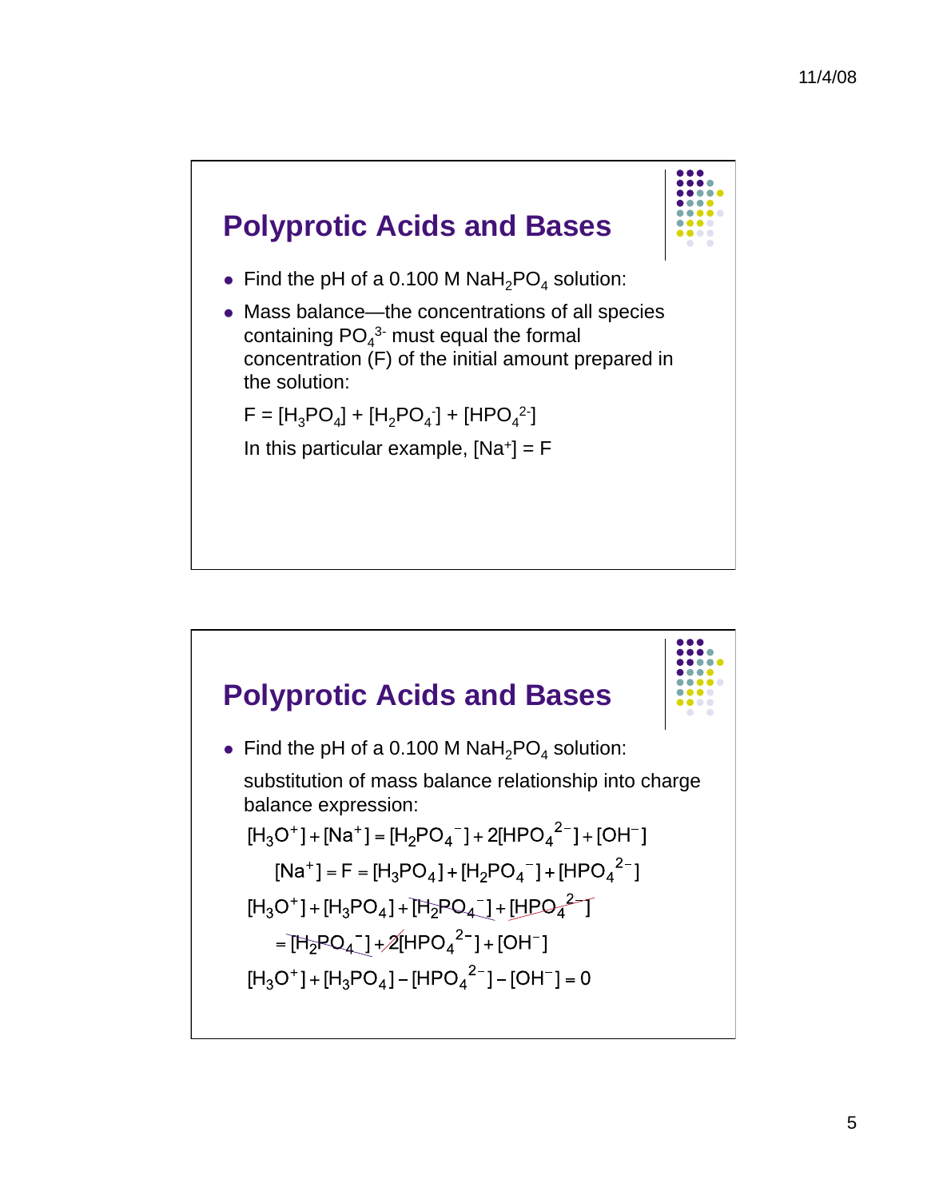## Polyprotic Acids and Bases

- Find the pH of a 0.100 M $NaH_2PO_4$ solution:
- Mass balance—the concentrations of all species containing $PO_4^{3-}$ must equal the formal concentration (F) of the initial amount prepared in the solution:

  $F = [H_3PO_4] + [H_2PO_4^-] + [HPO_4^{2-}]$

  In this particular example, $[Na^+] = F$

## Polyprotic Acids and Bases

- Find the pH of a 0.100 M $NaH_2PO_4$ solution:

  substitution of mass balance relationship into charge balance expression:

$$[H_3O^+] + [Na^+] = [H_2PO_4^-] + 2[HPO_4^{2-}] + [OH^-]$$

$$[Na^+] = F = [H_3PO_4] + [H_2PO_4^-] + [HPO_4^{2-}]$$

$$[H_3O^+] + [H_3PO_4] + \cancel{[H_2PO_4^-]} + \cancel{[HPO_4^{2-}]}$$

$$= \cancel{[H_2PO_4^-]} + \cancel{2}[HPO_4^{2-}] + [OH^-]$$

$$[H_3O^+] + [H_3PO_4] - [HPO_4^{2-}] - [OH^-] = 0$$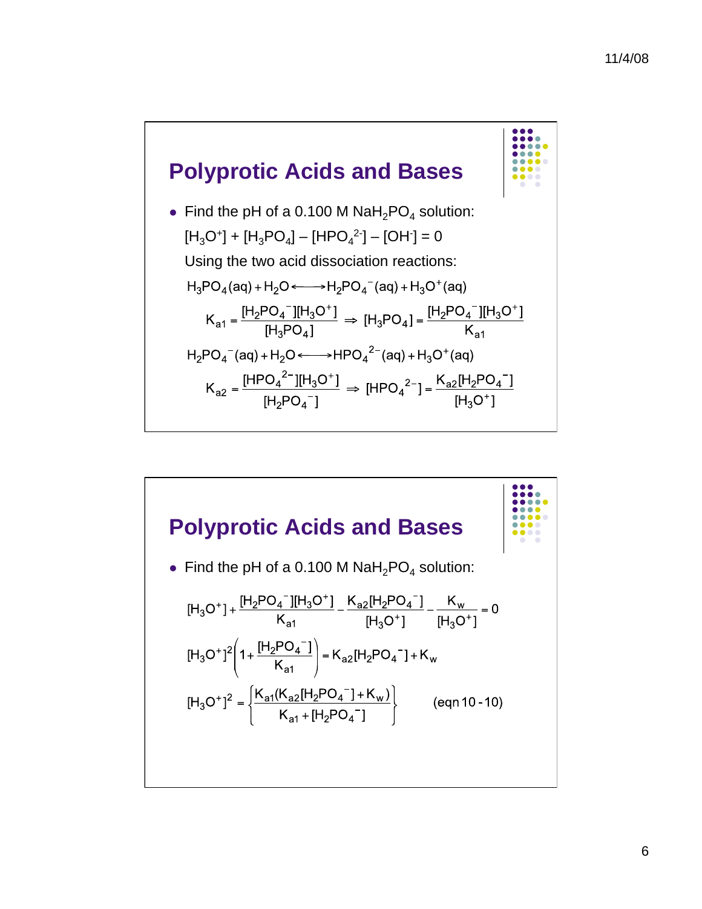## Polyprotic Acids and Bases

- Find the pH of a 0.100 M $NaH_2PO_4$ solution:

  $[H_3O^+] + [H_3PO_4] – [HPO_4^{2-}] – [OH^-] = 0$

  Using the two acid dissociation reactions:

$$H_3PO_4(aq) + H_2O \longleftrightarrow H_2PO_4^-(aq) + H_3O^+(aq)$$

$$K_{a1} = \frac{[H_2PO_4^-][H_3O^+]}{[H_3PO_4]} \Rightarrow [H_3PO_4] = \frac{[H_2PO_4^-][H_3O^+]}{K_{a1}}$$

$$H_2PO_4^-(aq) + H_2O \longleftrightarrow HPO_4^{2-}(aq) + H_3O^+(aq)$$

$$K_{a2} = \frac{[HPO_4^{2-}][H_3O^+]}{[H_2PO_4^-]} \Rightarrow [HPO_4^{2-}] = \frac{K_{a2}[H_2PO_4^-]}{[H_3O^+]}$$

## Polyprotic Acids and Bases

- Find the pH of a 0.100 M $NaH_2PO_4$ solution:

$$[H_3O^+] + \frac{[H_2PO_4^-][H_3O^+]}{K_{a1}} - \frac{K_{a2}[H_2PO_4^-]}{[H_3O^+]} - \frac{K_w}{[H_3O^+]} = 0$$

$$[H_3O^+]^2\left(1 + \frac{[H_2PO_4^-]}{K_{a1}}\right) = K_{a2}[H_2PO_4^-] + K_w$$

$$[H_3O^+]^2 = \left\{\frac{K_{a1}(K_{a2}[H_2PO_4^-] + K_w)}{K_{a1} + [H_2PO_4^-]}\right\} \qquad \text{(eqn 10-10)}$$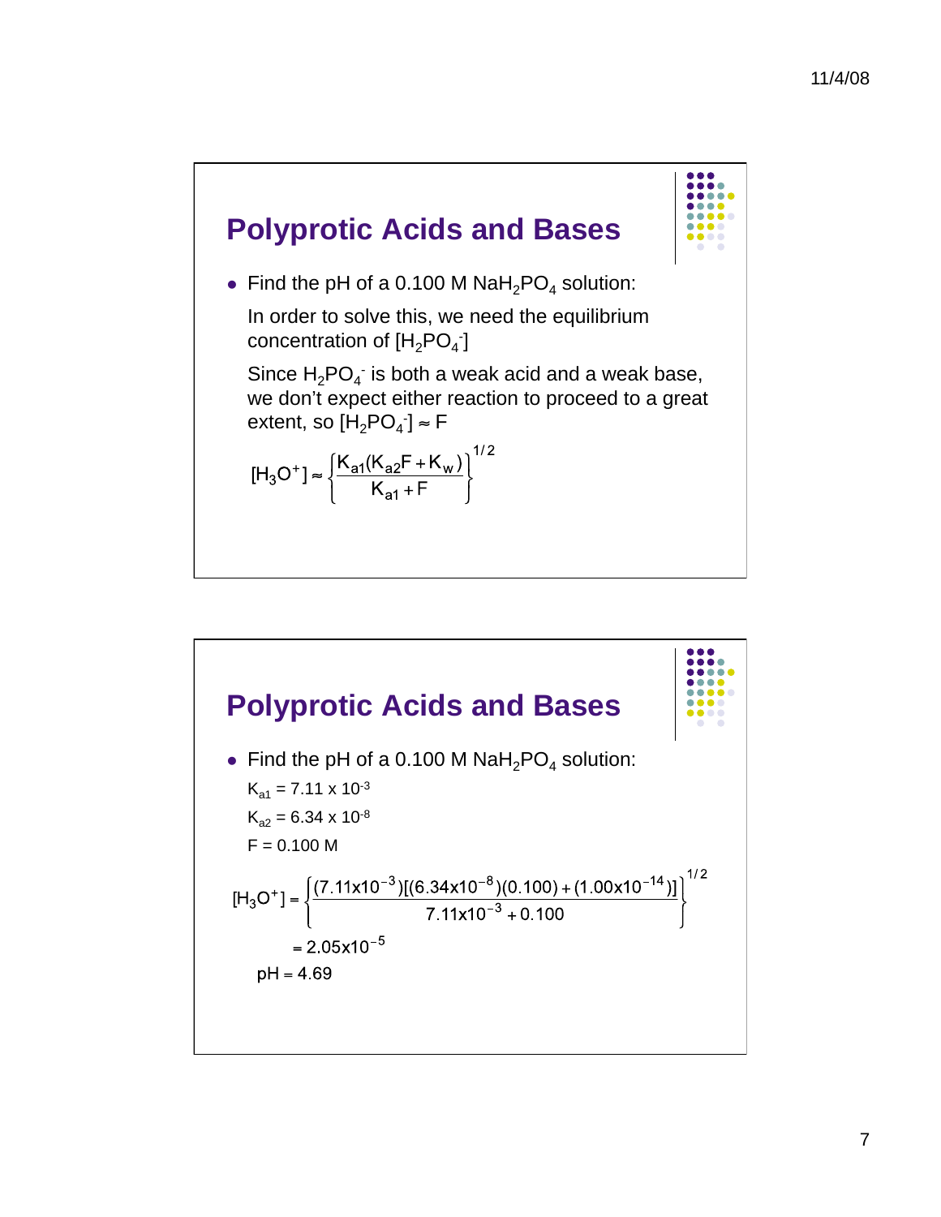## Polyprotic Acids and Bases

- Find the pH of a 0.100 M $NaH_2PO_4$ solution:

  In order to solve this, we need the equilibrium concentration of $[H_2PO_4^-]$

  Since $H_2PO_4^-$ is both a weak acid and a weak base, we don't expect either reaction to proceed to a great extent, so $[H_2PO_4^-] \approx F$

$$[H_3O^+] \approx \left\{\frac{K_{a1}(K_{a2}F + K_w)}{K_{a1} + F}\right\}^{1/2}$$

## Polyprotic Acids and Bases

- Find the pH of a 0.100 M $NaH_2PO_4$ solution:

  $K_{a1} = 7.11 \times 10^{-3}$

  $K_{a2} = 6.34 \times 10^{-8}$

  F = 0.100 M

$$[H_3O^+] = \left\{\frac{(7.11 \times 10^{-3})[(6.34 \times 10^{-8})(0.100) + (1.00 \times 10^{-14})]}{7.11 \times 10^{-3} + 0.100}\right\}^{1/2}$$

$$= 2.05 \times 10^{-5}$$

$$pH = 4.69$$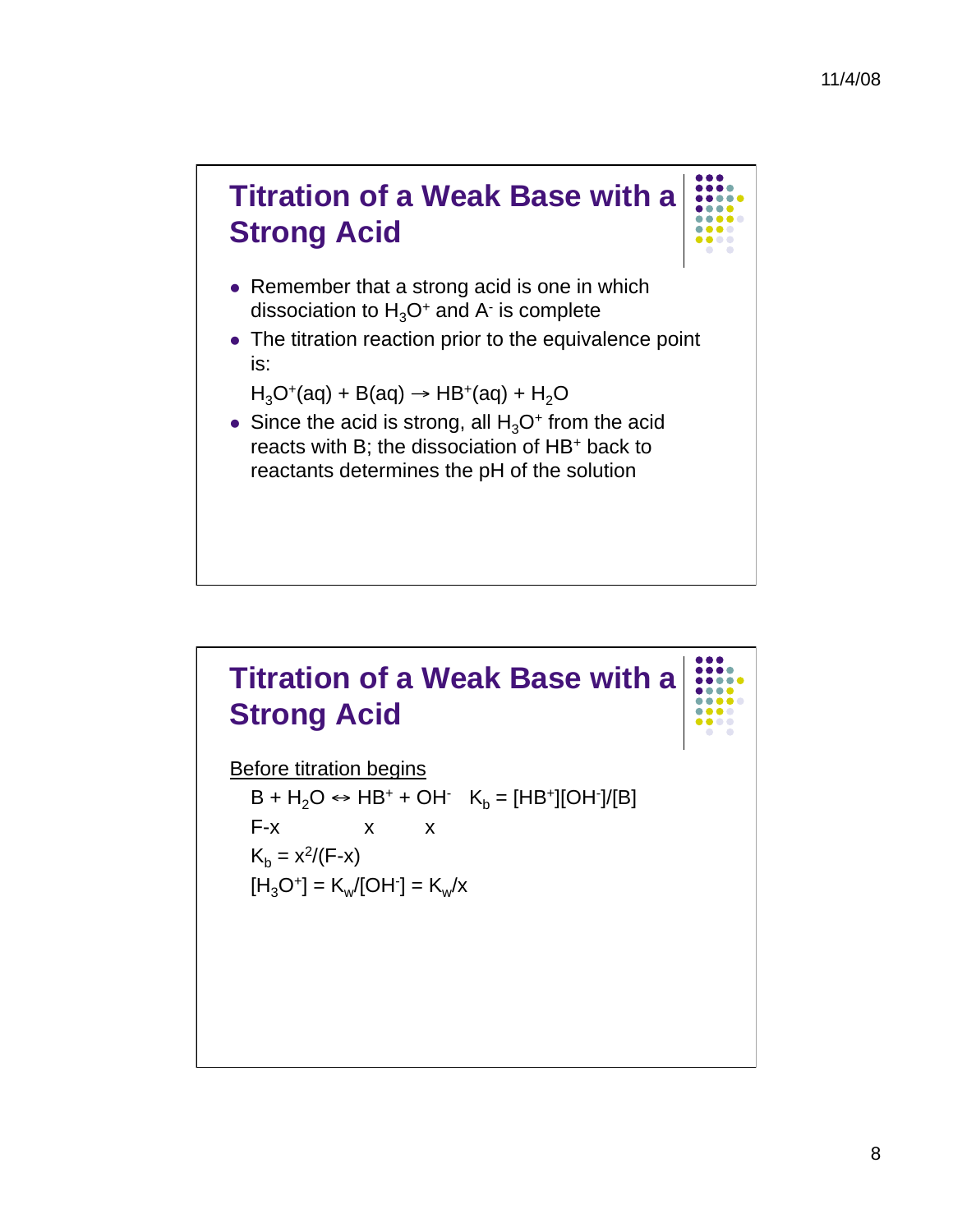## Titration of a Weak Base with a Strong Acid

- Remember that a strong acid is one in which dissociation to $H_3O^+$ and $A^-$ is complete
- The titration reaction prior to the equivalence point is:

  $H_3O^+(aq) + B(aq) \rightarrow HB^+(aq) + H_2O$

- Since the acid is strong, all $H_3O^+$ from the acid reacts with B; the dissociation of $HB^+$ back to reactants determines the pH of the solution

## Titration of a Weak Base with a Strong Acid

Before titration begins

$B + H_2O \leftrightarrow HB^+ + OH^-$ $\quad K_b = [HB^+][OH^-]/[B]$

F-x $\quad\quad$ x $\quad\quad$ x

$K_b = x^2/(F-x)$

$[H_3O^+] = K_w/[OH^-] = K_w/x$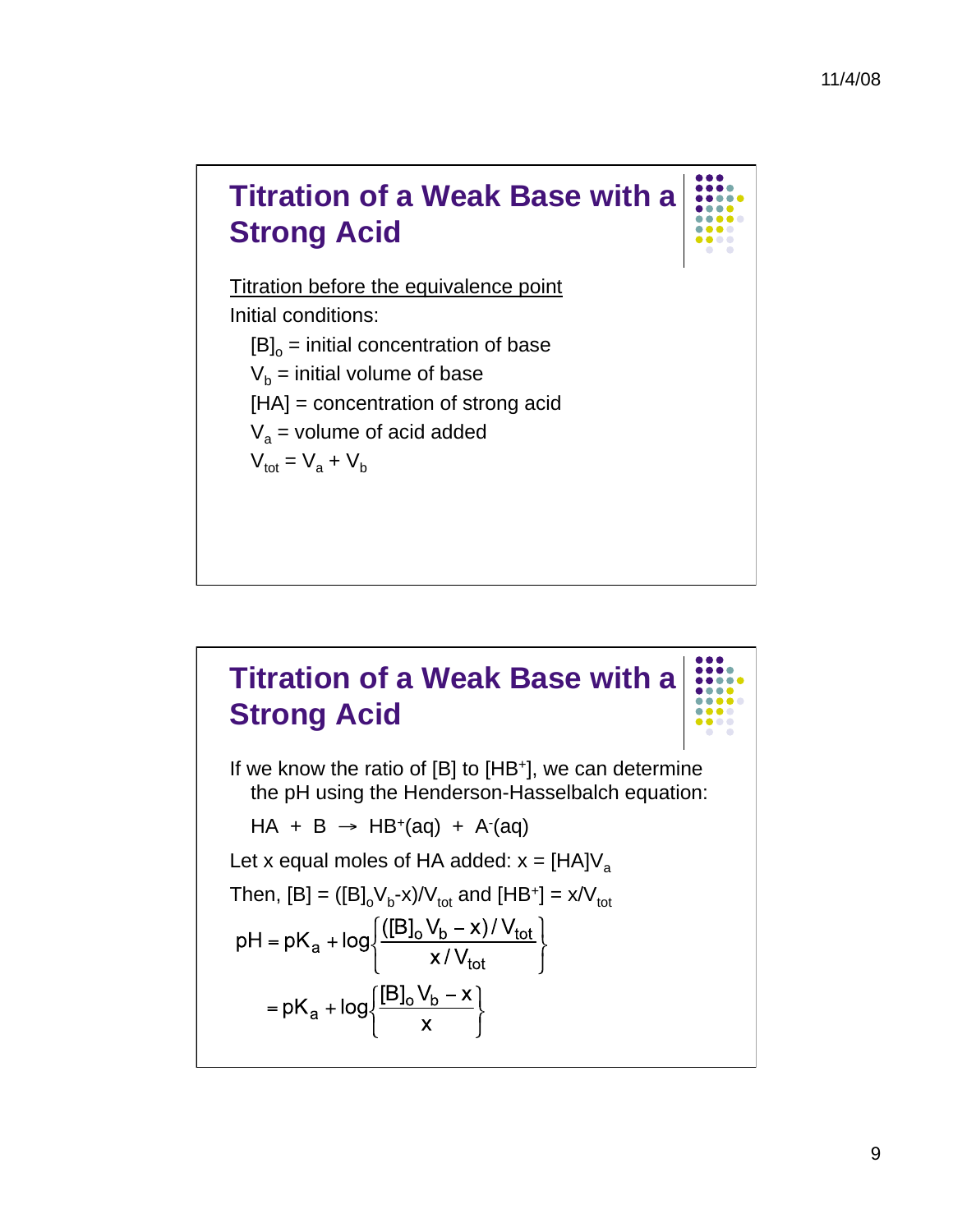## Titration of a Weak Base with a Strong Acid

Titration before the equivalence point

Initial conditions:

- $[B]_o$ = initial concentration of base
- $V_b$ = initial volume of base
- $[HA]$ = concentration of strong acid
- $V_a$ = volume of acid added
- $V_{tot} = V_a + V_b$

## Titration of a Weak Base with a Strong Acid

If we know the ratio of [B] to $[HB^+]$, we can determine the pH using the Henderson-Hasselbalch equation:

$$HA + B \rightarrow HB^+(aq) + A^-(aq)$$

Let x equal moles of HA added: $x = [HA]V_a$

Then, $[B] = ([B]_oV_b - x)/V_{tot}$ and $[HB^+] = x/V_{tot}$

$$pH = pK_a + \log\left\{\frac{([B]_o V_b - x)/V_{tot}}{x/V_{tot}}\right\}$$

$$= pK_a + \log\left\{\frac{[B]_o V_b - x}{x}\right\}$$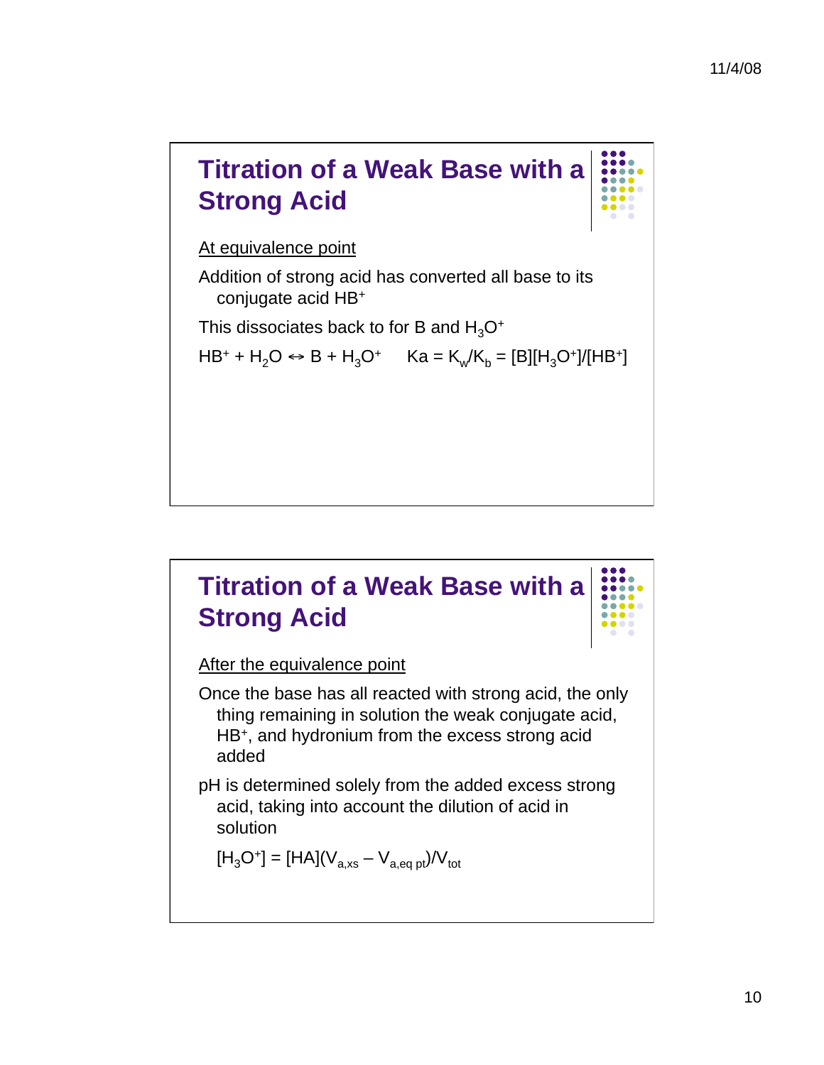## Titration of a Weak Base with a Strong Acid

At equivalence point

Addition of strong acid has converted all base to its conjugate acid $HB^+$

This dissociates back to for B and $H_3O^+$

$HB^+ + H_2O \leftrightarrow B + H_3O^+$ $\quad$ $K_a = K_w/K_b = [B][H_3O^+]/[HB^+]$

## Titration of a Weak Base with a Strong Acid

After the equivalence point

Once the base has all reacted with strong acid, the only thing remaining in solution the weak conjugate acid, $HB^+$, and hydronium from the excess strong acid added

pH is determined solely from the added excess strong acid, taking into account the dilution of acid in solution

$[H_3O^+] = [HA](V_{a,xs} - V_{a,eq\ pt})/V_{tot}$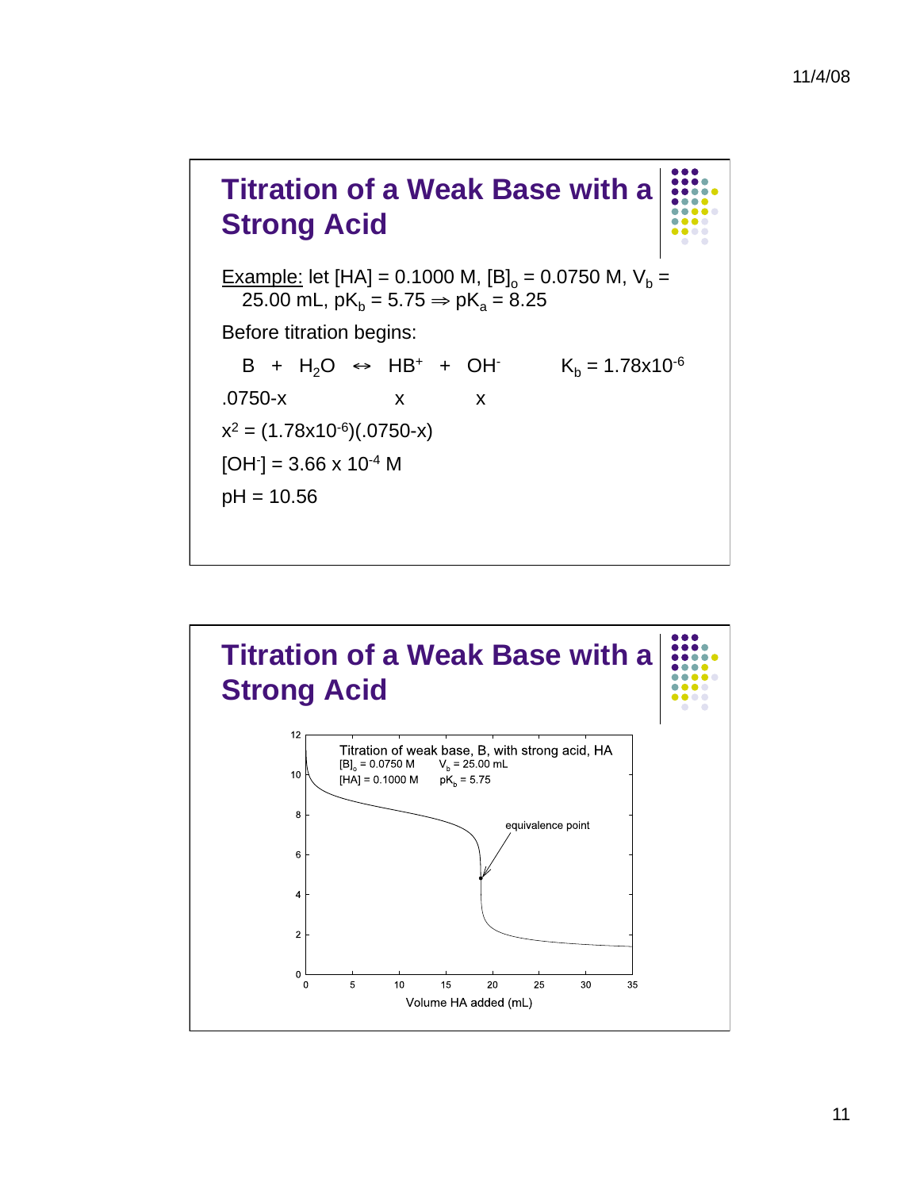# Titration of a Weak Base with a Strong Acid

Example: let [HA] = 0.1000 M, $[B]_o$ = 0.0750 M, $V_b$ = 25.00 mL, $pK_b$ = 5.75 ⇒ $pK_a$ = 8.25

Before titration begins:

$$B + H_2O \leftrightarrow HB^+ + OH^- \qquad K_b = 1.78 \times 10^{-6}$$

.0750-x &nbsp;&nbsp;&nbsp;&nbsp;&nbsp;&nbsp;&nbsp;&nbsp; x &nbsp;&nbsp;&nbsp;&nbsp;&nbsp;&nbsp;&nbsp;&nbsp; x

$x^2 = (1.78 \times 10^{-6})(.0750 - x)$

$[OH^-] = 3.66 \times 10^{-4}$ M

pH = 10.56

# Titration of a Weak Base with a Strong Acid

Titration of weak base, B, with strong acid, HA

$[B]_o$ = 0.0750 M &nbsp;&nbsp; $V_b$ = 25.00 mL

[HA] = 0.1000 M &nbsp;&nbsp; $pK_b$ = 5.75

equivalence point

0 2 4 6 8 10 12

0 5 10 15 20 25 30 35

Volume HA added (mL)